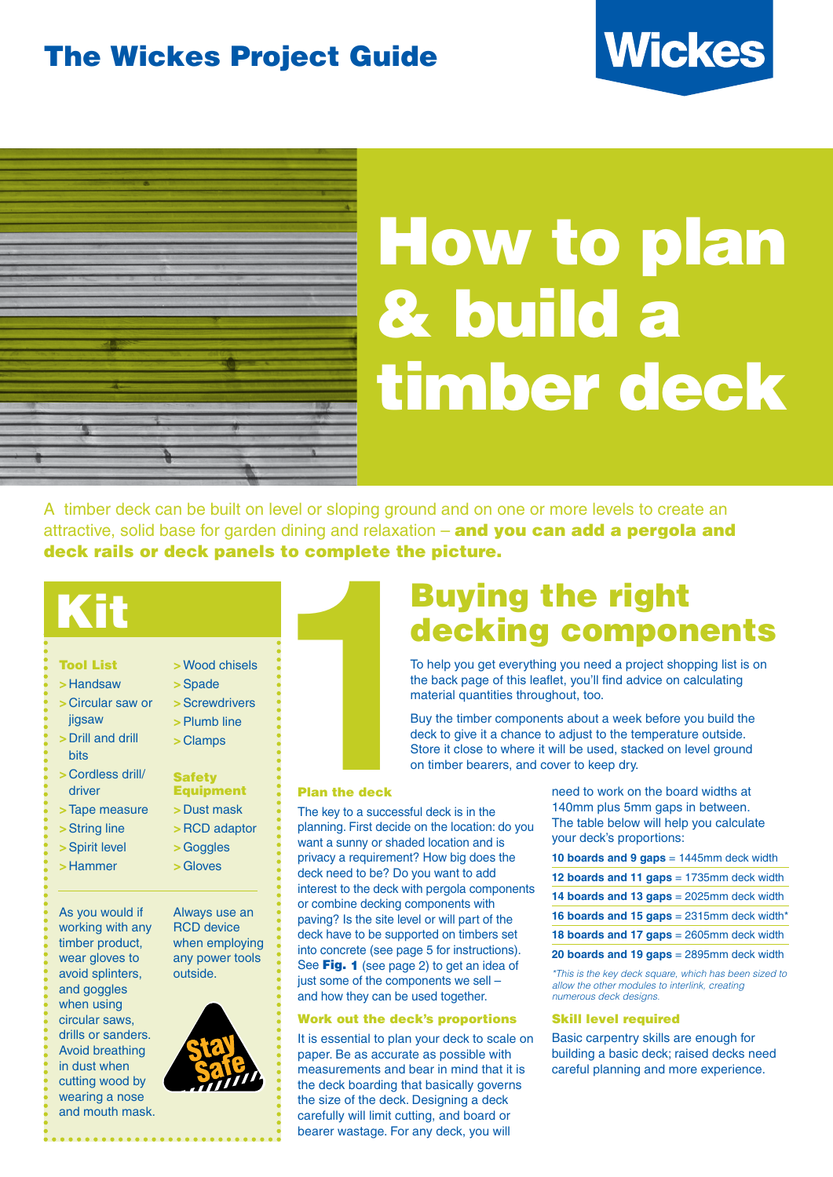# The Wickes Project Guide

# How to plan & build a timber deck

A timber deck can be built on level or sloping ground and on one or more levels to create an attractive, solid base for garden dining and relaxation – **and you can add a pergola and deck rails or deck panels to complete the picture.**

## Kit

**Tool List**

- Handsaw
- Circular saw or jigsaw
- Drill and drill bits
- Cordless drill/driver
- Tape measure
- String line
- Spirit level
- Hammer
- Wood chisels
- Spade
- Screwdrivers
- Plumb line
- Clamps

**Safety Equipment**

- Dust mask
- RCD adaptor
- Goggles
- Gloves

As you would if working with any timber product, wear gloves to avoid splinters, and goggles when using circular saws, drills or sanders. Avoid breathing in dust when cutting wood by wearing a nose and mouth mask.

Always use an RCD device when employing any power tools outside.

Stay Safe

## 1 Buying the right decking components

To help you get everything you need a project shopping list is on the back page of this leaflet, you'll find advice on calculating material quantities throughout, too.

Buy the timber components about a week before you build the deck to give it a chance to adjust to the temperature outside. Store it close to where it will be used, stacked on level ground on timber bearers, and cover to keep dry.

### Plan the deck

The key to a successful deck is in the planning. First decide on the location: do you want a sunny or shaded location and is privacy a requirement? How big does the deck need to be? Do you want to add interest to the deck with pergola components or combine decking components with paving? Is the site level or will part of the deck have to be supported on timbers set into concrete (see page 5 for instructions). See **Fig. 1** (see page 2) to get an idea of just some of the components we sell – and how they can be used together.

### Work out the deck's proportions

It is essential to plan your deck to scale on paper. Be as accurate as possible with measurements and bear in mind that it is the deck boarding that basically governs the size of the deck. Designing a deck carefully will limit cutting, and board or bearer wastage. For any deck, you will need to work on the board widths at 140mm plus 5mm gaps in between. The table below will help you calculate your deck's proportions:

| Boards and gaps | Deck width |
|---|---|
| **10 boards and 9 gaps** | 1445mm deck width |
| **12 boards and 11 gaps** | 1735mm deck width |
| **14 boards and 13 gaps** | 2025mm deck width |
| **16 boards and 15 gaps** | 2315mm deck width* |
| **18 boards and 17 gaps** | 2605mm deck width |
| **20 boards and 19 gaps** | 2895mm deck width |

*\*This is the key deck square, which has been sized to allow the other modules to interlink, creating numerous deck designs.*

### Skill level required

Basic carpentry skills are enough for building a basic deck; raised decks need careful planning and more experience.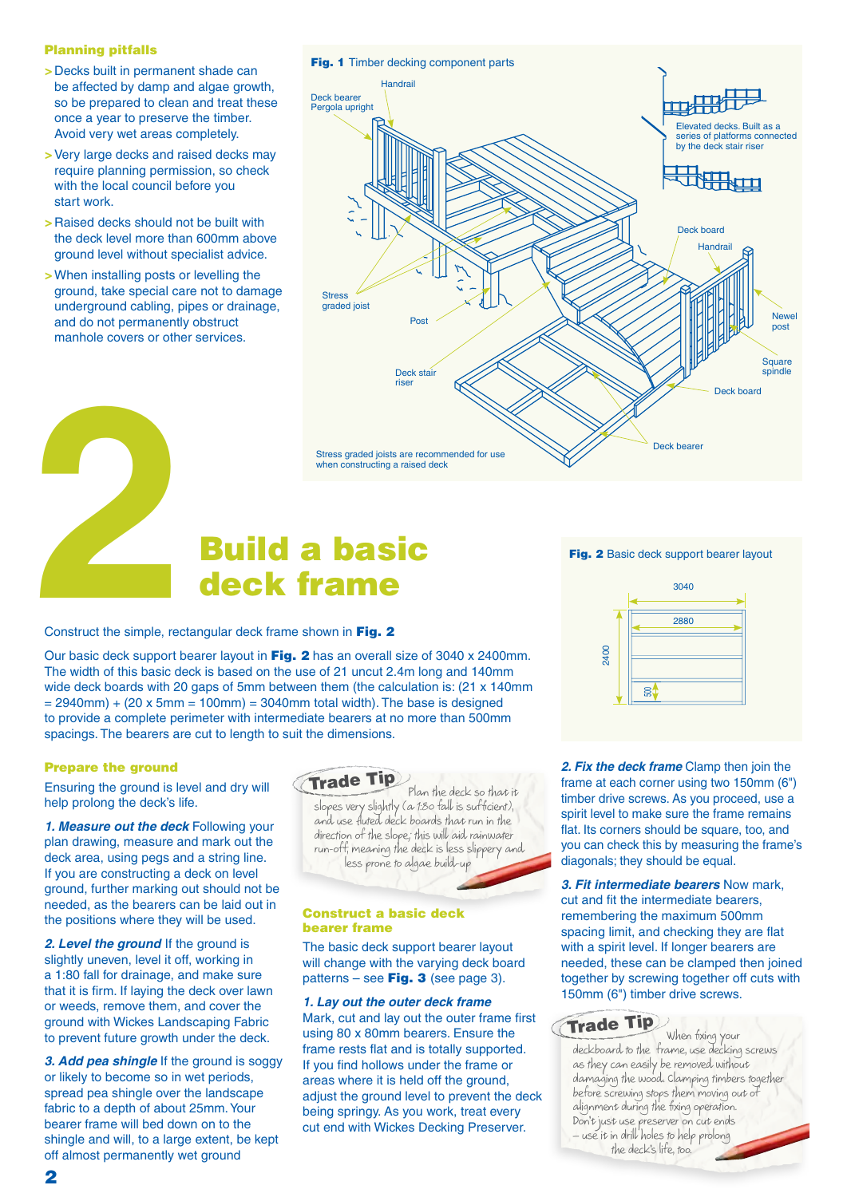### Planning pitfalls

- Decks built in permanent shade can be affected by damp and algae growth, so be prepared to clean and treat these once a year to preserve the timber. Avoid very wet areas completely.
- Very large decks and raised decks may require planning permission, so check with the local council before you start work.
- Raised decks should not be built with the deck level more than 600mm above ground level without specialist advice.
- When installing posts or levelling the ground, take special care not to damage underground cabling, pipes or drainage, and do not permanently obstruct manhole covers or other services.

**Fig. 1** Timber decking component parts

Handrail, Deck bearer, Pergola upright, Elevated decks. Built as a series of platforms connected by the deck stair riser, Deck board, Handrail, Newel post, Square spindle, Deck board, Stress graded joist, Post, Deck stair riser, Deck bearer

Stress graded joists are recommended for use when constructing a raised deck

# 2 Build a basic deck frame

Construct the simple, rectangular deck frame shown in **Fig. 2**

Our basic deck support bearer layout in **Fig. 2** has an overall size of 3040 x 2400mm. The width of this basic deck is based on the use of 21 uncut 2.4m long and 140mm wide deck boards with 20 gaps of 5mm between them (the calculation is: (21 x 140mm = 2940mm) + (20 x 5mm = 100mm) = 3040mm total width). The base is designed to provide a complete perimeter with intermediate bearers at no more than 500mm spacings. The bearers are cut to length to suit the dimensions.

**Fig. 2** Basic deck support bearer layout

3040, 2880, 2400, 500

### Prepare the ground

Ensuring the ground is level and dry will help prolong the deck's life.

***1. Measure out the deck*** Following your plan drawing, measure and mark out the deck area, using pegs and a string line. If you are constructing a deck on level ground, further marking out should not be needed, as the bearers can be laid out in the positions where they will be used.

***2. Level the ground*** If the ground is slightly uneven, level it off, working in a 1:80 fall for drainage, and make sure that it is firm. If laying the deck over lawn or weeds, remove them, and cover the ground with Wickes Landscaping Fabric to prevent future growth under the deck.

***3. Add pea shingle*** If the ground is soggy or likely to become so in wet periods, spread pea shingle over the landscape fabric to a depth of about 25mm. Your bearer frame will bed down on to the shingle and will, to a large extent, be kept off almost permanently wet ground

**Trade Tip** Plan the deck so that it slopes very slightly (a 1:80 fall is sufficient), and use fluted deck boards that run in the direction of the slope; this will aid rainwater run-off, meaning the deck is less slippery and less prone to algae build-up

### Construct a basic deck bearer frame

The basic deck support bearer layout will change with the varying deck board patterns – see **Fig. 3** (see page 3).

***1. Lay out the outer deck frame*** Mark, cut and lay out the outer frame first using 80 x 80mm bearers. Ensure the frame rests flat and is totally supported. If you find hollows under the frame or areas where it is held off the ground, adjust the ground level to prevent the deck being springy. As you work, treat every cut end with Wickes Decking Preserver.

***2. Fix the deck frame*** Clamp then join the frame at each corner using two 150mm (6") timber drive screws. As you proceed, use a spirit level to make sure the frame remains flat. Its corners should be square, too, and you can check this by measuring the frame's diagonals; they should be equal.

***3. Fit intermediate bearers*** Now mark, cut and fit the intermediate bearers, remembering the maximum 500mm spacing limit, and checking they are flat with a spirit level. If longer bearers are needed, these can be clamped then joined together by screwing together off cuts with 150mm (6") timber drive screws.

**Trade Tip** When fixing your deckboard to the frame, use decking screws as they can easily be removed without damaging the wood. Clamping timbers together before screwing stops them moving out of alignment during the fixing operation. Don't just use preserver on cut ends – use it in drill holes to help prolong the deck's life, too.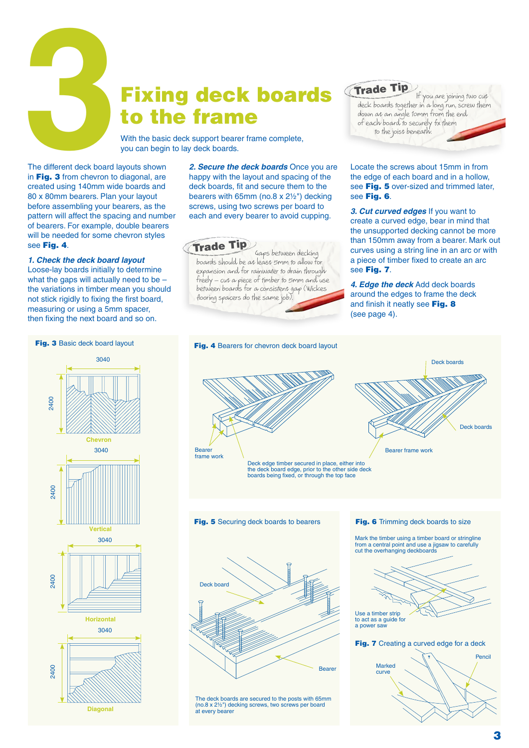# 3 Fixing deck boards to the frame

With the basic deck support bearer frame complete, you can begin to lay deck boards.

The different deck board layouts shown in **Fig. 3** from chevron to diagonal, are created using 140mm wide boards and 80 x 80mm bearers. Plan your layout before assembling your bearers, as the pattern will affect the spacing and number of bearers. For example, double bearers will be needed for some chevron styles see **Fig. 4**.

***1. Check the deck layout*** Loose-lay boards initially to determine what the gaps will actually need to be – the variations in timber mean you should not stick rigidly to fixing the first board, measuring or using a 5mm spacer, then fixing the next board and so on.

***2. Secure the deck boards*** Once you are happy with the layout and spacing of the deck boards, fit and secure them to the bearers with 65mm (no.8 x 2½") decking screws, using two screws per board to each and every bearer to avoid cupping.

**Trade Tip** Gaps between decking boards should be at least 5mm to allow for expansion and for rainwater to drain through freely – cut a piece of timber to 5mm and use between boards for a consistent gap (Wickes flooring spacers do the same job).

**Trade Tip** If you are joining two cut deck boards together in a long run, screw them down at an angle 10mm from the end of each board to securely fix them to the joist beneath.

Locate the screws about 15mm in from the edge of each board and in a hollow, see **Fig. 5** over-sized and trimmed later, see **Fig. 6**.

***3. Cut curved edges*** If you want to create a curved edge, bear in mind that the unsupported decking cannot be more than 150mm away from a bearer. Mark out curves using a string line in an arc or with a piece of timber fixed to create an arc see **Fig. 7**.

***4. Edge the deck*** Add deck boards around the edges to frame the deck and finish it neatly see **Fig. 8** (see page 4).

**Fig. 3** Basic deck board layout

3040 x 2400 — Chevron

3040 x 2400 — Vertical

3040 x 2400 — Horizontal

3040 x 2400 — Diagonal

**Fig. 4** Bearers for chevron deck board layout

Deck boards

Deck boards

Bearer frame work

Bearer frame work

Deck edge timber secured in place, either into the deck board edge, prior to the other side deck boards being fixed, or through the top face

**Fig. 5** Securing deck boards to bearers

Deck board

Bearer

The deck boards are secured to the posts with 65mm (no.8 x 2½") decking screws, two screws per board at every bearer

**Fig. 6** Trimming deck boards to size

Mark the timber using a timber board or stringline from a central point and use a jigsaw to carefully cut the overhanging deckboards

Use a timber strip to act as a guide for a power saw

**Fig. 7** Creating a curved edge for a deck

Pencil

Marked curve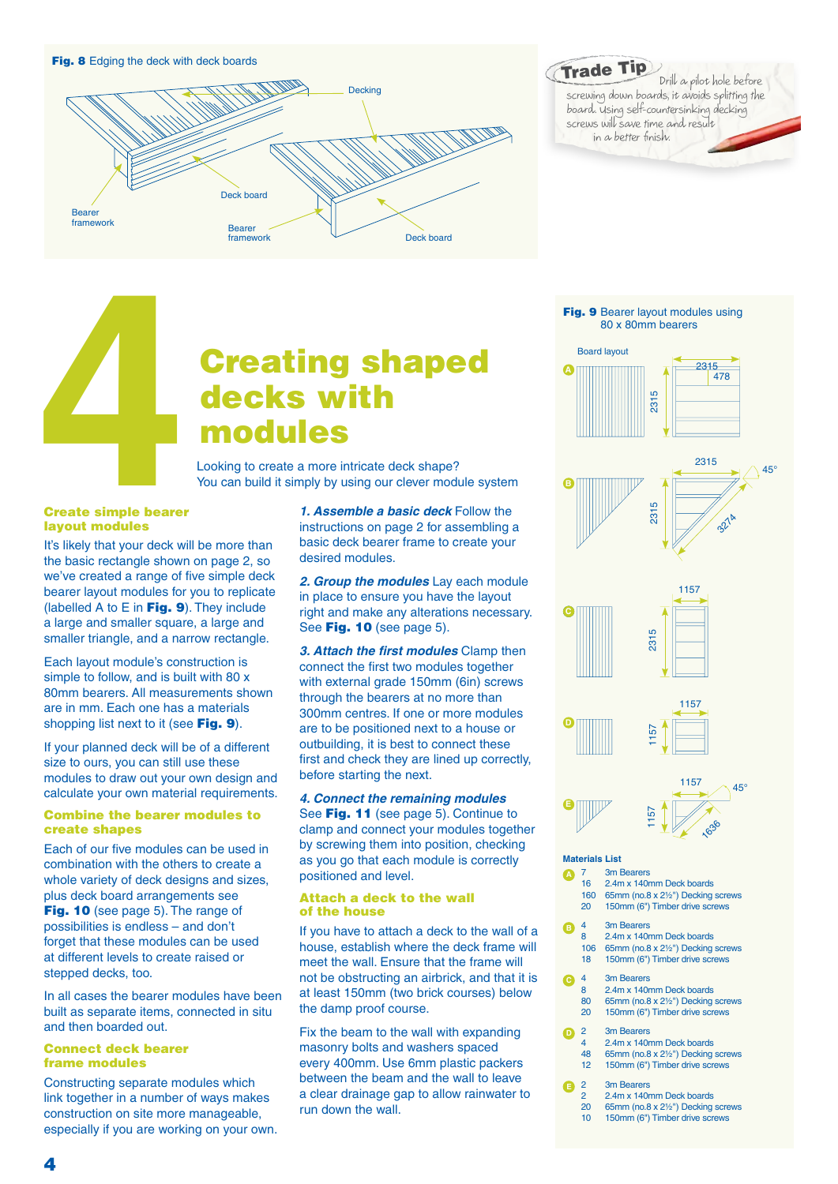**Fig. 8** Edging the deck with deck boards

Decking

Deck board

Bearer framework

Bearer framework

Deck board

**Trade Tip**

Drill a pilot hole before screwing down boards, it avoids splitting the board. Using self-countersinking decking screws will save time and result in a better finish.

# 4 Creating shaped decks with modules

Looking to create a more intricate deck shape? You can build it simply by using our clever module system

### Create simple bearer layout modules

It's likely that your deck will be more than the basic rectangle shown on page 2, so we've created a range of five simple deck bearer layout modules for you to replicate (labelled A to E in **Fig. 9**). They include a large and smaller square, a large and smaller triangle, and a narrow rectangle.

Each layout module's construction is simple to follow, and is built with 80 x 80mm bearers. All measurements shown are in mm. Each one has a materials shopping list next to it (see **Fig. 9**).

If your planned deck will be of a different size to ours, you can still use these modules to draw out your own design and calculate your own material requirements.

### Combine the bearer modules to create shapes

Each of our five modules can be used in combination with the others to create a whole variety of deck designs and sizes, plus deck board arrangements see **Fig. 10** (see page 5). The range of possibilities is endless – and don't forget that these modules can be used at different levels to create raised or stepped decks, too.

In all cases the bearer modules have been built as separate items, connected in situ and then boarded out.

### Connect deck bearer frame modules

Constructing separate modules which link together in a number of ways makes construction on site more manageable, especially if you are working on your own.

***1. Assemble a basic deck*** Follow the instructions on page 2 for assembling a basic deck bearer frame to create your desired modules.

***2. Group the modules*** Lay each module in place to ensure you have the layout right and make any alterations necessary. See **Fig. 10** (see page 5).

***3. Attach the first modules*** Clamp then connect the first two modules together with external grade 150mm (6in) screws through the bearers at no more than 300mm centres. If one or more modules are to be positioned next to a house or outbuilding, it is best to connect these first and check they are lined up correctly, before starting the next.

***4. Connect the remaining modules*** See **Fig. 11** (see page 5). Continue to clamp and connect your modules together by screwing them into position, checking as you go that each module is correctly positioned and level.

### Attach a deck to the wall of the house

If you have to attach a deck to the wall of a house, establish where the deck frame will meet the wall. Ensure that the frame will not be obstructing an airbrick, and that it is at least 150mm (two brick courses) below the damp proof course.

Fix the beam to the wall with expanding masonry bolts and washers spaced every 400mm. Use 6mm plastic packers between the beam and the wall to leave a clear drainage gap to allow rainwater to run down the wall.

**Fig. 9** Bearer layout modules using 80 x 80mm bearers

Board layout

A: 2315 x 2315 (478)

B: 2315 x 2315, 45°, 3274

C: 1157 x 2315

D: 1157 x 1157

E: 1157 x 1157, 45°, 1636

**Materials List**

| Module | Qty | Item |
|---|---|---|
| A | 7 | 3m Bearers |
| | 16 | 2.4m x 140mm Deck boards |
| | 160 | 65mm (no.8 x 2½") Decking screws |
| | 20 | 150mm (6") Timber drive screws |
| B | 4 | 3m Bearers |
| | 8 | 2.4m x 140mm Deck boards |
| | 106 | 65mm (no.8 x 2½") Decking screws |
| | 18 | 150mm (6") Timber drive screws |
| C | 4 | 3m Bearers |
| | 8 | 2.4m x 140mm Deck boards |
| | 80 | 65mm (no.8 x 2½") Decking screws |
| | 20 | 150mm (6") Timber drive screws |
| D | 2 | 3m Bearers |
| | 4 | 2.4m x 140mm Deck boards |
| | 48 | 65mm (no.8 x 2½") Decking screws |
| | 12 | 150mm (6") Timber drive screws |
| E | 2 | 3m Bearers |
| | 2 | 2.4m x 140mm Deck boards |
| | 20 | 65mm (no.8 x 2½") Decking screws |
| | 10 | 150mm (6") Timber drive screws |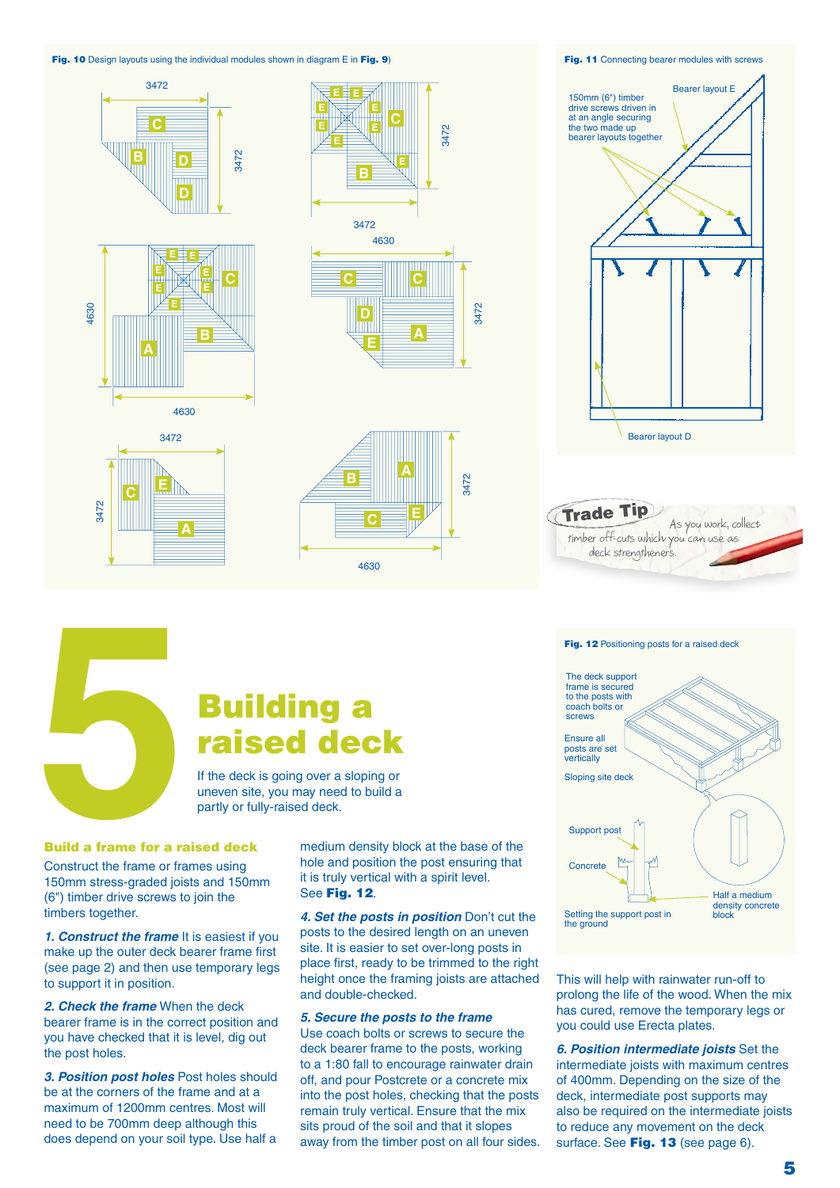**Fig. 10** Design layouts using the individual modules shown in diagram E in **Fig. 9**)

**Fig. 11** Connecting bearer modules with screws

150mm (6") timber drive screws driven in at an angle securing the two made up bearer layouts together

Bearer layout E

Bearer layout D

**Trade Tip** As you work, collect timber off-cuts which you can use as deck strengtheners.

# 5 Building a raised deck

If the deck is going over a sloping or uneven site, you may need to build a partly or fully-raised deck.

## Build a frame for a raised deck

Construct the frame or frames using 150mm stress-graded joists and 150mm (6") timber drive screws to join the timbers together.

***1. Construct the frame*** It is easiest if you make up the outer deck bearer frame first (see page 2) and then use temporary legs to support it in position.

***2. Check the frame*** When the deck bearer frame is in the correct position and you have checked that it is level, dig out the post holes.

***3. Position post holes*** Post holes should be at the corners of the frame and at a maximum of 1200mm centres. Most will need to be 700mm deep although this does depend on your soil type. Use half a medium density block at the base of the hole and position the post ensuring that it is truly vertical with a spirit level. See **Fig. 12**.

***4. Set the posts in position*** Don't cut the posts to the desired length on an uneven site. It is easier to set over-long posts in place first, ready to be trimmed to the right height once the framing joists are attached and double-checked.

***5. Secure the posts to the frame*** Use coach bolts or screws to secure the deck bearer frame to the posts, working to a 1:80 fall to encourage rainwater drain off, and pour Postcrete or a concrete mix into the post holes, checking that the posts remain truly vertical. Ensure that the mix sits proud of the soil and that it slopes away from the timber post on all four sides. This will help with rainwater run-off to prolong the life of the wood. When the mix has cured, remove the temporary legs or you could use Erecta plates.

***6. Position intermediate joists*** Set the intermediate joists with maximum centres of 400mm. Depending on the size of the deck, intermediate post supports may also be required on the intermediate joists to reduce any movement on the deck surface. See **Fig. 13** (see page 6).

**Fig. 12** Positioning posts for a raised deck

The deck support frame is secured to the posts with coach bolts or screws

Ensure all posts are set vertically

Sloping site deck

Support post

Concrete

Half a medium density concrete block

Setting the support post in the ground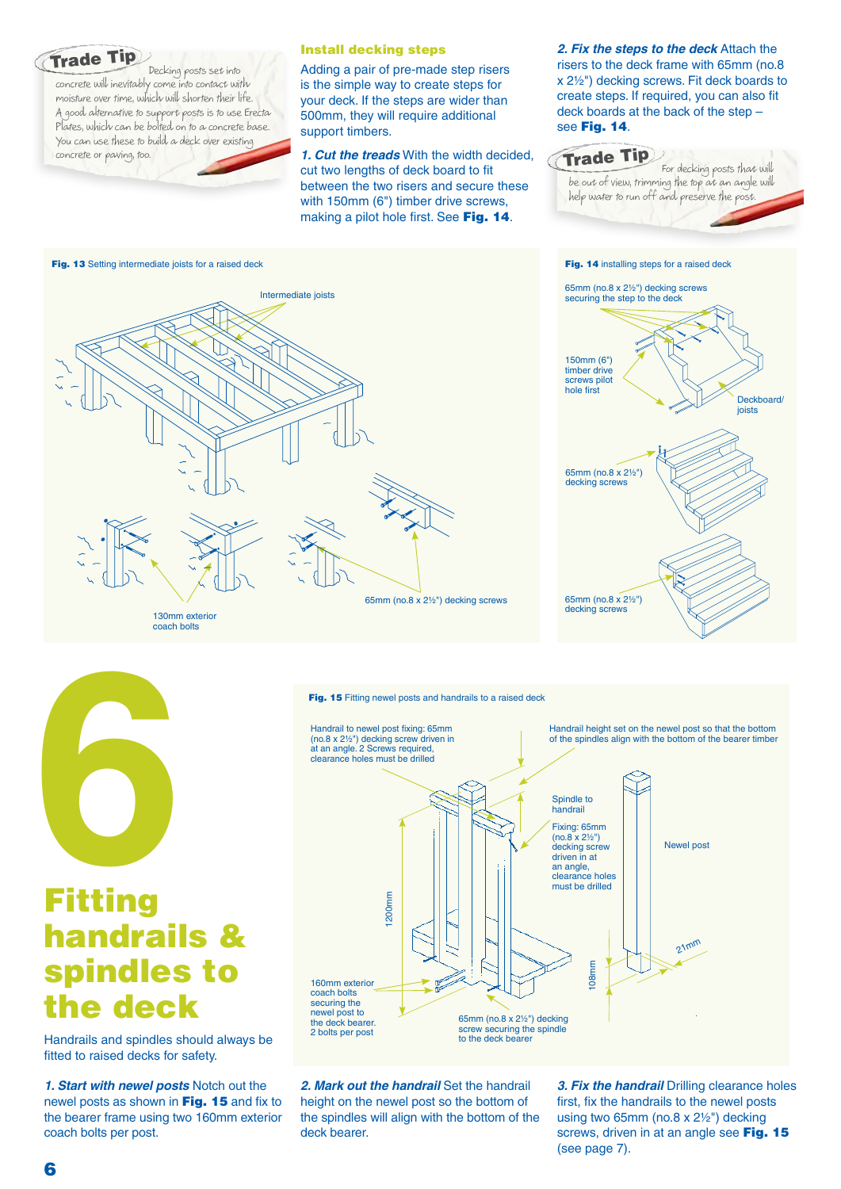**Trade Tip** Decking posts set into concrete will inevitably come into contact with moisture over time, which will shorten their life. A good alternative to support posts is to use Erecta Plates, which can be bolted on to a concrete base. You can use these to build a deck over existing concrete or paving, too.

### Install decking steps

Adding a pair of pre-made step risers is the simple way to create steps for your deck. If the steps are wider than 500mm, they will require additional support timbers.

***1. Cut the treads*** With the width decided, cut two lengths of deck board to fit between the two risers and secure these with 150mm (6") timber drive screws, making a pilot hole first. See **Fig. 14**.

***2. Fix the steps to the deck*** Attach the risers to the deck frame with 65mm (no.8 x 2½") decking screws. Fit deck boards to create steps. If required, you can also fit deck boards at the back of the step – see **Fig. 14**.

**Trade Tip** For decking posts that will be out of view, trimming the top at an angle will help water to run off and preserve the post.

**Fig. 13** Setting intermediate joists for a raised deck

Intermediate joists

130mm exterior coach bolts

65mm (no.8 x 2½") decking screws

**Fig. 14** installing steps for a raised deck

65mm (no.8 x 2½") decking screws securing the step to the deck

150mm (6") timber drive screws pilot hole first

Deckboard/ joists

65mm (no.8 x 2½") decking screws

65mm (no.8 x 2½") decking screws

# 6 Fitting handrails & spindles to the deck

Handrails and spindles should always be fitted to raised decks for safety.

***1. Start with newel posts*** Notch out the newel posts as shown in **Fig. 15** and fix to the bearer frame using two 160mm exterior coach bolts per post.

**Fig. 15** Fitting newel posts and handrails to a raised deck

Handrail to newel post fixing: 65mm (no.8 x 2½") decking screw driven in at an angle. 2 Screws required, clearance holes must be drilled

Handrail height set on the newel post so that the bottom of the spindles align with the bottom of the bearer timber

Spindle to handrail

Fixing: 65mm (no.8 x 2½") decking screw driven in at an angle, clearance holes must be drilled

Newel post

1200mm

108mm

21mm

160mm exterior coach bolts securing the newel post to the deck bearer. 2 bolts per post

65mm (no.8 x 2½") decking screw securing the spindle to the deck bearer

***2. Mark out the handrail*** Set the handrail height on the newel post so the bottom of the spindles will align with the bottom of the deck bearer.

***3. Fix the handrail*** Drilling clearance holes first, fix the handrails to the newel posts using two 65mm (no.8 x 2½") decking screws, driven in at an angle see **Fig. 15** (see page 7).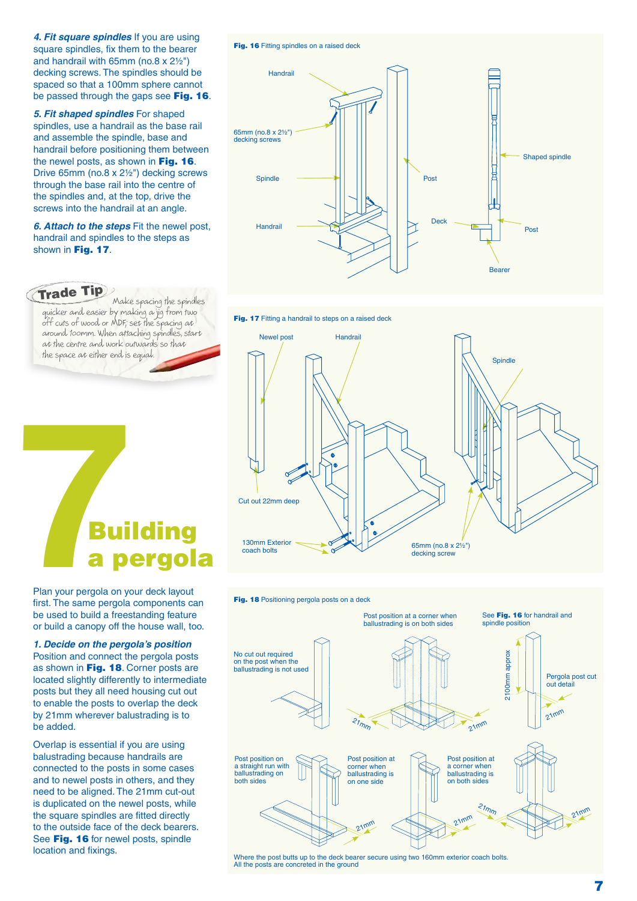***4. Fit square spindles*** If you are using square spindles, fix them to the bearer and handrail with 65mm (no.8 x 2½") decking screws. The spindles should be spaced so that a 100mm sphere cannot be passed through the gaps see **Fig. 16**.

***5. Fit shaped spindles*** For shaped spindles, use a handrail as the base rail and assemble the spindle, base and handrail before positioning them between the newel posts, as shown in **Fig. 16**. Drive 65mm (no.8 x 2½") decking screws through the base rail into the centre of the spindles and, at the top, drive the screws into the handrail at an angle.

***6. Attach to the steps*** Fit the newel post, handrail and spindles to the steps as shown in **Fig. 17**.

**Trade Tip**

Make spacing the spindles quicker and easier by making a jig from two off cuts of wood or MDF; set the spacing at around 100mm. When attaching spindles, start at the centre and work outwards so that the space at either end is equal.

**Fig. 16** Fitting spindles on a raised deck

Handrail, 65mm (no.8 x 2½") decking screws, Spindle, Handrail, Post, Deck, Shaped spindle, Post, Bearer

**Fig. 17** Fitting a handrail to steps on a raised deck

Newel post, Handrail, Spindle, Cut out 22mm deep, 130mm Exterior coach bolts, 65mm (no.8 x 2½") decking screw

# 7 Building a pergola

Plan your pergola on your deck layout first. The same pergola components can be used to build a freestanding feature or build a canopy off the house wall, too.

***1. Decide on the pergola's position*** Position and connect the pergola posts as shown in **Fig. 18**. Corner posts are located slightly differently to intermediate posts but they all need housing cut out to enable the posts to overlap the deck by 21mm wherever balustrading is to be added.

Overlap is essential if you are using balustrading because handrails are connected to the posts in some cases and to newel posts in others, and they need to be aligned. The 21mm cut-out is duplicated on the newel posts, while the square spindles are fitted directly to the outside face of the deck bearers. See **Fig. 16** for newel posts, spindle location and fixings.

**Fig. 18** Positioning pergola posts on a deck

No cut out required on the post when the ballustrading is not used

Post position at a corner when ballustrading is on both sides (21mm, 21mm)

See **Fig. 16** for handrail and spindle position

2100mm approx

Pergola post cut out detail (21mm)

Post position on a straight run with ballustrading on both sides (21mm)

Post position at corner when ballustrading is on one side (21mm)

Post position at a corner when ballustrading is on both sides (21mm, 21mm)

Where the post butts up to the deck bearer secure using two 160mm exterior coach bolts. All the posts are concreted in the ground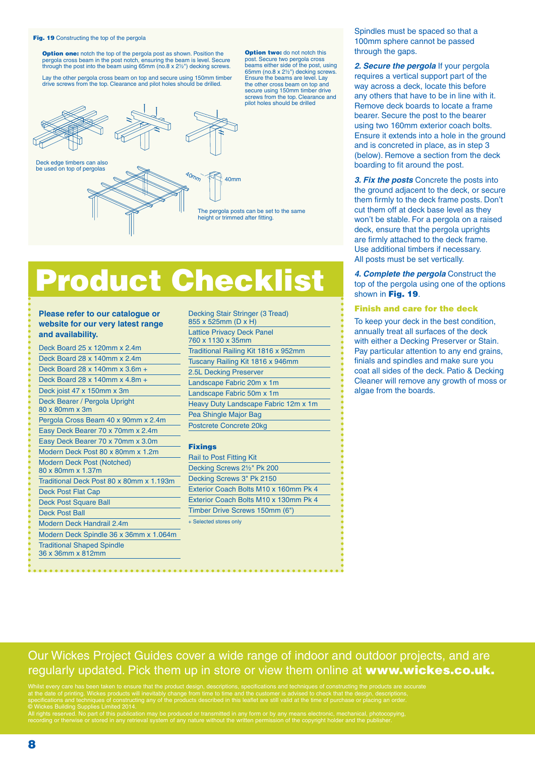**Fig. 19** Constructing the top of the pergola

**Option one:** notch the top of the pergola post as shown. Position the pergola cross beam in the post notch, ensuring the beam is level. Secure through the post into the beam using 65mm (no.8 x 2½") decking screws.

Lay the other pergola cross beam on top and secure using 150mm timber drive screws from the top. Clearance and pilot holes should be drilled.

**Option two:** do not notch this post. Secure two pergola cross beams either side of the post, using 65mm (no.8 x 2½") decking screws. Ensure the beams are level. Lay the other cross beam on top and secure using 150mm timber drive screws from the top. Clearance and pilot holes should be drilled

Deck edge timbers can also be used on top of pergolas

40mm

40mm

The pergola posts can be set to the same height or trimmed after fitting.

Spindles must be spaced so that a 100mm sphere cannot be passed through the gaps.

***2. Secure the pergola*** If your pergola requires a vertical support part of the way across a deck, locate this before any others that have to be in line with it. Remove deck boards to locate a frame bearer. Secure the post to the bearer using two 160mm exterior coach bolts. Ensure it extends into a hole in the ground and is concreted in place, as in step 3 (below). Remove a section from the deck boarding to fit around the post.

***3. Fix the posts*** Concrete the posts into the ground adjacent to the deck, or secure them firmly to the deck frame posts. Don't cut them off at deck base level as they won't be stable. For a pergola on a raised deck, ensure that the pergola uprights are firmly attached to the deck frame. Use additional timbers if necessary. All posts must be set vertically.

***4. Complete the pergola*** Construct the top of the pergola using one of the options shown in **Fig. 19**.

### Finish and care for the deck

To keep your deck in the best condition, annually treat all surfaces of the deck with either a Decking Preserver or Stain. Pay particular attention to any end grains, finials and spindles and make sure you coat all sides of the deck. Patio & Decking Cleaner will remove any growth of moss or algae from the boards.

# Product Checklist

**Please refer to our catalogue or website for our very latest range and availability.**

- Deck Board 25 x 120mm x 2.4m
- Deck Board 28 x 140mm x 2.4m
- Deck Board 28 x 140mm x 3.6m +
- Deck Board 28 x 140mm x 4.8m +
- Deck joist 47 x 150mm x 3m
- Deck Bearer / Pergola Upright 80 x 80mm x 3m
- Pergola Cross Beam 40 x 90mm x 2.4m
- Easy Deck Bearer 70 x 70mm x 2.4m
- Easy Deck Bearer 70 x 70mm x 3.0m
- Modern Deck Post 80 x 80mm x 1.2m
- Modern Deck Post (Notched) 80 x 80mm x 1.37m
- Traditional Deck Post 80 x 80mm x 1.193m
- Deck Post Flat Cap
- Deck Post Square Ball
- Deck Post Ball
- Modern Deck Handrail 2.4m
- Modern Deck Spindle 36 x 36mm x 1.064m
- Traditional Shaped Spindle 36 x 36mm x 812mm
- Decking Stair Stringer (3 Tread) 855 x 525mm (D x H)
- Lattice Privacy Deck Panel 760 x 1130 x 35mm
- Traditional Railing Kit 1816 x 952mm
- Tuscany Railing Kit 1816 x 946mm
- 2.5L Decking Preserver
- Landscape Fabric 20m x 1m
- Landscape Fabric 50m x 1m
- Heavy Duty Landscape Fabric 12m x 1m
- Pea Shingle Major Bag
- Postcrete Concrete 20kg

**Fixings**

- Rail to Post Fitting Kit
- Decking Screws 2½" Pk 200
- Decking Screws 3" Pk 2150
- Exterior Coach Bolts M10 x 160mm Pk 4
- Exterior Coach Bolts M10 x 130mm Pk 4
- Timber Drive Screws 150mm (6")

+ Selected stores only

Our Wickes Project Guides cover a wide range of indoor and outdoor projects, and are regularly updated. Pick them up in store or view them online at **www.wickes.co.uk.**

Whilst every care has been taken to ensure that the product design, descriptions, specifications and techniques of constructing the products are accurate at the date of printing. Wickes products will inevitably change from time to time and the customer is advised to check that the design, descriptions, specifications and techniques of constructing any of the products described in this leaflet are still valid at the time of purchase or placing an order.
© Wickes Building Supplies Limited 2014.
All rights reserved. No part of this publication may be produced or transmitted in any form or by any means electronic, mechanical, photocopying, recording or therwise or stored in any retrieval system of any nature without the written permission of the copyright holder and the publisher.